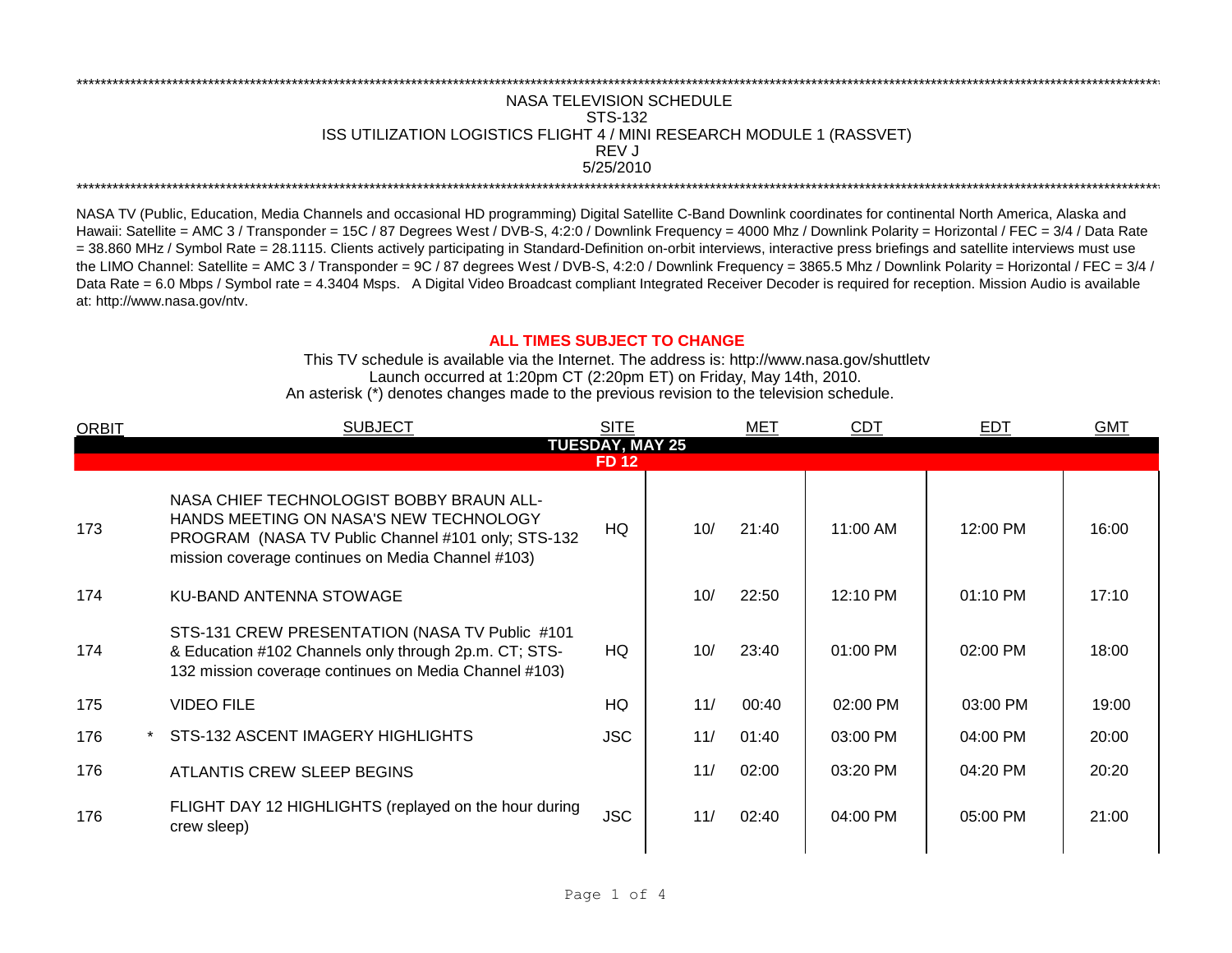NASA TELEVISION SCHEDULE
STS-132
ISS UTILIZATION LOGISTICS FLIGHT 4 / MINI RESEARCH MODULE 1 (RASSVET)
REV J
5/25/2010

NASA TV (Public, Education, Media Channels and occasional HD programming) Digital Satellite C-Band Downlink coordinates for continental North America, Alaska and Hawaii: Satellite = AMC 3 / Transponder = 15C / 87 Degrees West / DVB-S, 4:2:0 / Downlink Frequency = 4000 Mhz / Downlink Polarity = Horizontal / FEC = 3/4 / Data Rate = 38.860 MHz / Symbol Rate = 28.1115. Clients actively participating in Standard-Definition on-orbit interviews, interactive press briefings and satellite interviews must use the LIMO Channel: Satellite = AMC 3 / Transponder = 9C / 87 degrees West / DVB-S, 4:2:0 / Downlink Frequency = 3865.5 Mhz / Downlink Polarity = Horizontal / FEC = 3/4 / Data Rate = 6.0 Mbps / Symbol rate = 4.3404 Msps. A Digital Video Broadcast compliant Integrated Receiver Decoder is required for reception. Mission Audio is available at: http://www.nasa.gov/ntv.

**ALL TIMES SUBJECT TO CHANGE**

This TV schedule is available via the Internet. The address is: http://www.nasa.gov/shuttletv
Launch occurred at 1:20pm CT (2:20pm ET) on Friday, May 14th, 2010.
An asterisk (*) denotes changes made to the previous revision to the television schedule.

| ORBIT | | SUBJECT | SITE | MET | | CDT | EDT | GMT |
|---|---|---|---|---|---|---|---|---|
| **TUESDAY, MAY 25** | | | | | | | | |
| **FD 12** | | | | | | | | |
| 173 | | NASA CHIEF TECHNOLOGIST BOBBY BRAUN ALL-HANDS MEETING ON NASA'S NEW TECHNOLOGY PROGRAM (NASA TV Public Channel #101 only; STS-132 mission coverage continues on Media Channel #103) | HQ | 10/ | 21:40 | 11:00 AM | 12:00 PM | 16:00 |
| 174 | | KU-BAND ANTENNA STOWAGE | | 10/ | 22:50 | 12:10 PM | 01:10 PM | 17:10 |
| 174 | | STS-131 CREW PRESENTATION (NASA TV Public #101 & Education #102 Channels only through 2p.m. CT; STS-132 mission coverage continues on Media Channel #103) | HQ | 10/ | 23:40 | 01:00 PM | 02:00 PM | 18:00 |
| 175 | | VIDEO FILE | HQ | 11/ | 00:40 | 02:00 PM | 03:00 PM | 19:00 |
| 176 | * | STS-132 ASCENT IMAGERY HIGHLIGHTS | JSC | 11/ | 01:40 | 03:00 PM | 04:00 PM | 20:00 |
| 176 | | ATLANTIS CREW SLEEP BEGINS | | 11/ | 02:00 | 03:20 PM | 04:20 PM | 20:20 |
| 176 | | FLIGHT DAY 12 HIGHLIGHTS (replayed on the hour during crew sleep) | JSC | 11/ | 02:40 | 04:00 PM | 05:00 PM | 21:00 |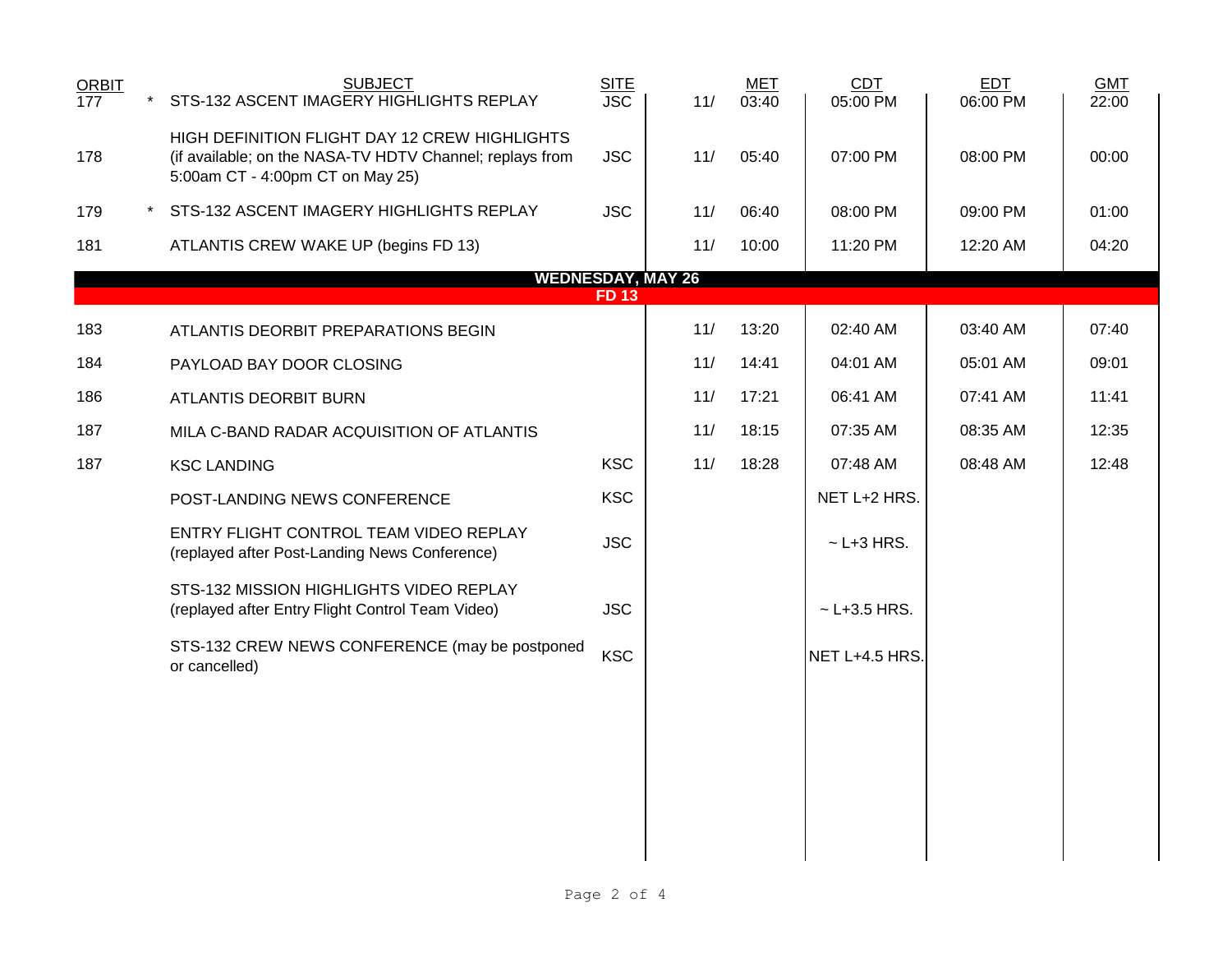| ORBIT | | SUBJECT | SITE | | MET | CDT | EDT | GMT |
|---|---|---|---|---|---|---|---|---|
| 177 | * | STS-132 ASCENT IMAGERY HIGHLIGHTS REPLAY | JSC | 11/ | 03:40 | 05:00 PM | 06:00 PM | 22:00 |
| 178 | | HIGH DEFINITION FLIGHT DAY 12 CREW HIGHLIGHTS (if available; on the NASA-TV HDTV Channel; replays from 5:00am CT - 4:00pm CT on May 25) | JSC | 11/ | 05:40 | 07:00 PM | 08:00 PM | 00:00 |
| 179 | * | STS-132 ASCENT IMAGERY HIGHLIGHTS REPLAY | JSC | 11/ | 06:40 | 08:00 PM | 09:00 PM | 01:00 |
| 181 | | ATLANTIS CREW WAKE UP (begins FD 13) | | 11/ | 10:00 | 11:20 PM | 12:20 AM | 04:20 |
| | | **WEDNESDAY, MAY 26** | | | | | | |
| | | **FD 13** | | | | | | |
| 183 | | ATLANTIS DEORBIT PREPARATIONS BEGIN | | 11/ | 13:20 | 02:40 AM | 03:40 AM | 07:40 |
| 184 | | PAYLOAD BAY DOOR CLOSING | | 11/ | 14:41 | 04:01 AM | 05:01 AM | 09:01 |
| 186 | | ATLANTIS DEORBIT BURN | | 11/ | 17:21 | 06:41 AM | 07:41 AM | 11:41 |
| 187 | | MILA C-BAND RADAR ACQUISITION OF ATLANTIS | | 11/ | 18:15 | 07:35 AM | 08:35 AM | 12:35 |
| 187 | | KSC LANDING | KSC | 11/ | 18:28 | 07:48 AM | 08:48 AM | 12:48 |
| | | POST-LANDING NEWS CONFERENCE | KSC | | | NET L+2 HRS. | | |
| | | ENTRY FLIGHT CONTROL TEAM VIDEO REPLAY (replayed after Post-Landing News Conference) | JSC | | | ~ L+3 HRS. | | |
| | | STS-132 MISSION HIGHLIGHTS VIDEO REPLAY (replayed after Entry Flight Control Team Video) | JSC | | | ~ L+3.5 HRS. | | |
| | | STS-132 CREW NEWS CONFERENCE (may be postponed or cancelled) | KSC | | | NET L+4.5 HRS. | | |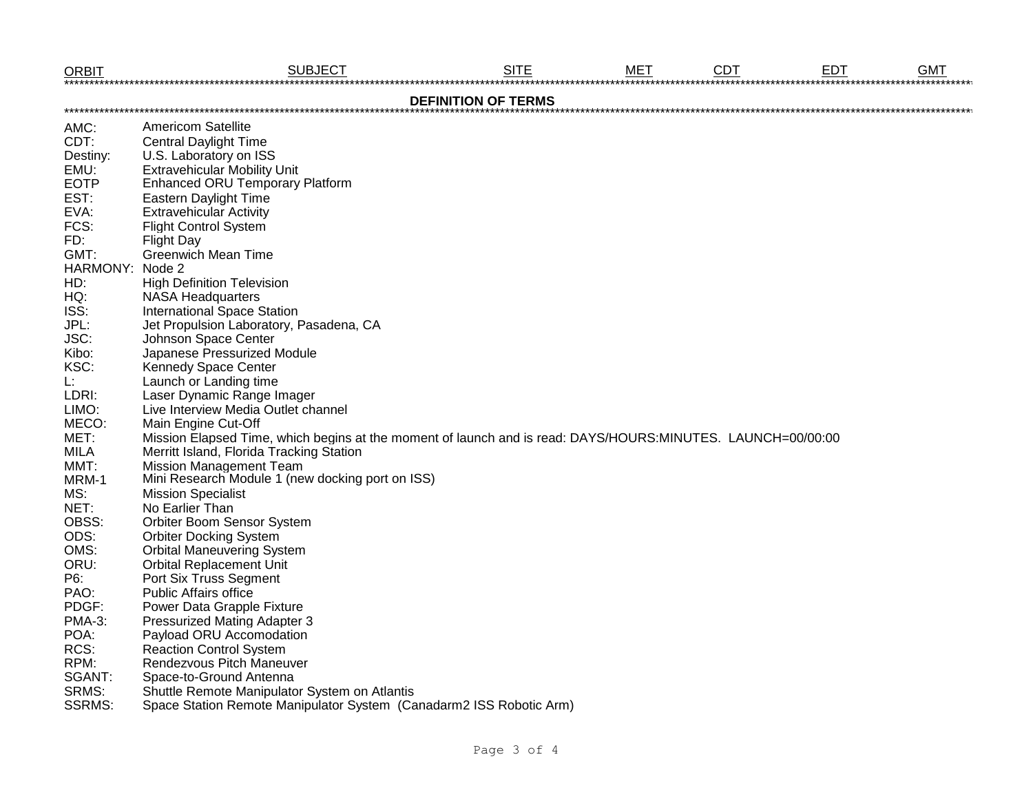| ORBIT | SUBJECT | SITE | MET | CDT | EDT | GMT |
|---|---|---|---|---|---|---|

## DEFINITION OF TERMS

| | |
|---|---|
| AMC: | Americom Satellite |
| CDT: | Central Daylight Time |
| Destiny: | U.S. Laboratory on ISS |
| EMU: | Extravehicular Mobility Unit |
| EOTP | Enhanced ORU Temporary Platform |
| EST: | Eastern Daylight Time |
| EVA: | Extravehicular Activity |
| FCS: | Flight Control System |
| FD: | Flight Day |
| GMT: | Greenwich Mean Time |
| HARMONY: | Node 2 |
| HD: | High Definition Television |
| HQ: | NASA Headquarters |
| ISS: | International Space Station |
| JPL: | Jet Propulsion Laboratory, Pasadena, CA |
| JSC: | Johnson Space Center |
| Kibo: | Japanese Pressurized Module |
| KSC: | Kennedy Space Center |
| L: | Launch or Landing time |
| LDRI: | Laser Dynamic Range Imager |
| LIMO: | Live Interview Media Outlet channel |
| MECO: | Main Engine Cut-Off |
| MET: | Mission Elapsed Time, which begins at the moment of launch and is read: DAYS/HOURS:MINUTES. LAUNCH=00/00:00 |
| MILA | Merritt Island, Florida Tracking Station |
| MMT: | Mission Management Team |
| MRM-1 | Mini Research Module 1 (new docking port on ISS) |
| MS: | Mission Specialist |
| NET: | No Earlier Than |
| OBSS: | Orbiter Boom Sensor System |
| ODS: | Orbiter Docking System |
| OMS: | Orbital Maneuvering System |
| ORU: | Orbital Replacement Unit |
| P6: | Port Six Truss Segment |
| PAO: | Public Affairs office |
| PDGF: | Power Data Grapple Fixture |
| PMA-3: | Pressurized Mating Adapter 3 |
| POA: | Payload ORU Accomodation |
| RCS: | Reaction Control System |
| RPM: | Rendezvous Pitch Maneuver |
| SGANT: | Space-to-Ground Antenna |
| SRMS: | Shuttle Remote Manipulator System on Atlantis |
| SSRMS: | Space Station Remote Manipulator System (Canadarm2 ISS Robotic Arm) |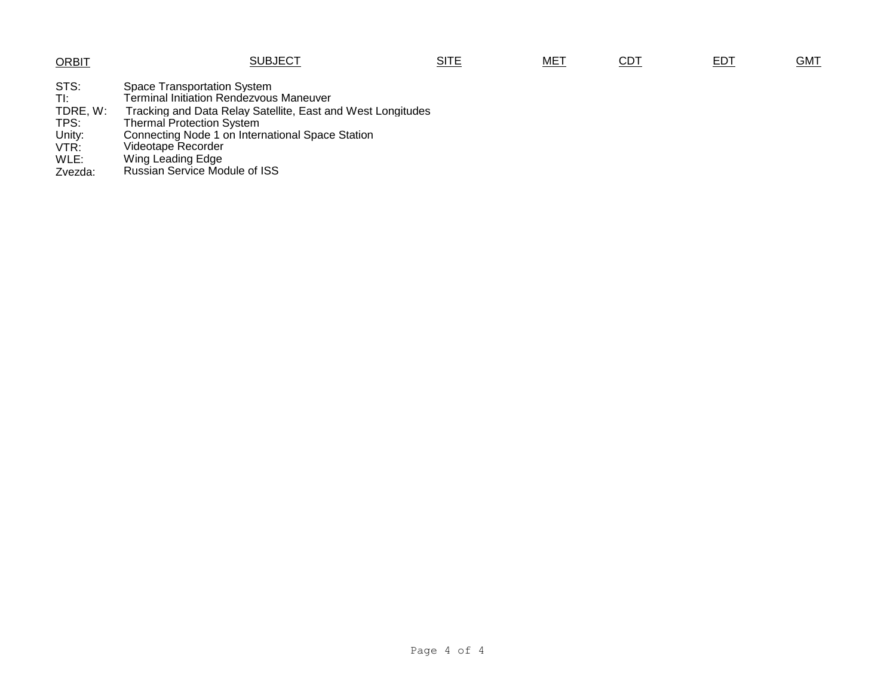| ORBIT | SUBJECT | SITE | MET | CDT | EDT | GMT |
| --- | --- | --- | --- | --- | --- | --- |

STS: Space Transportation System
TI: Terminal Initiation Rendezvous Maneuver
TDRE, W: Tracking and Data Relay Satellite, East and West Longitudes
TPS: Thermal Protection System
Unity: Connecting Node 1 on International Space Station
VTR: Videotape Recorder
WLE: Wing Leading Edge
Zvezda: Russian Service Module of ISS